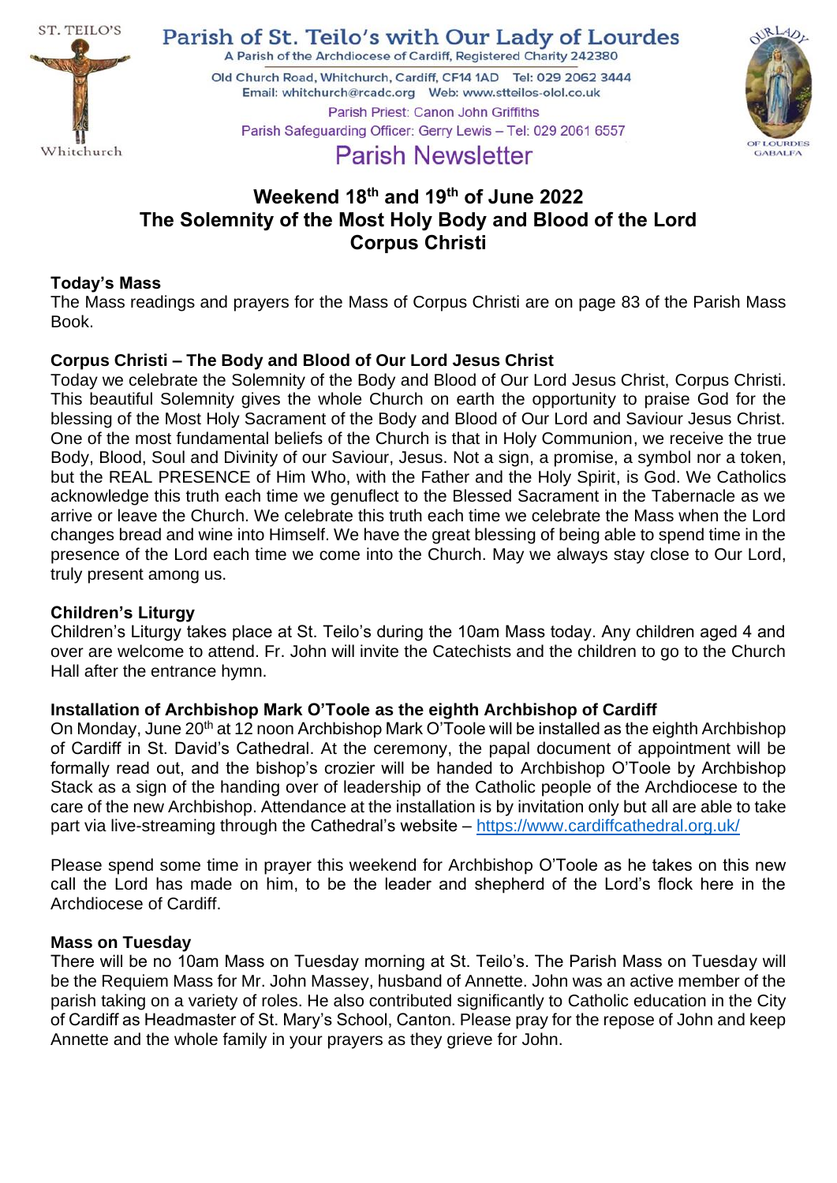ST. TEILO'S

Whitchurch

# Parish of St. Teilo's with Our Lady of Lourdes

A Parish of the Archdiocese of Cardiff, Registered Charity 242380

Old Church Road, Whitchurch, Cardiff, CF14 1AD Tel: 029 2062 3444
Email: whitchurch@rcadc.org Web: www.stteilos-olol.co.uk

Parish Priest: Canon John Griffiths
Parish Safeguarding Officer: Gerry Lewis – Tel: 029 2061 6557

OUR LADY OF LOURDES GABALFA

## Parish Newsletter

## Weekend 18th and 19th of June 2022
## The Solemnity of the Most Holy Body and Blood of the Lord
## Corpus Christi

### Today's Mass

The Mass readings and prayers for the Mass of Corpus Christi are on page 83 of the Parish Mass Book.

### Corpus Christi – The Body and Blood of Our Lord Jesus Christ

Today we celebrate the Solemnity of the Body and Blood of Our Lord Jesus Christ, Corpus Christi. This beautiful Solemnity gives the whole Church on earth the opportunity to praise God for the blessing of the Most Holy Sacrament of the Body and Blood of Our Lord and Saviour Jesus Christ. One of the most fundamental beliefs of the Church is that in Holy Communion, we receive the true Body, Blood, Soul and Divinity of our Saviour, Jesus. Not a sign, a promise, a symbol nor a token, but the REAL PRESENCE of Him Who, with the Father and the Holy Spirit, is God. We Catholics acknowledge this truth each time we genuflect to the Blessed Sacrament in the Tabernacle as we arrive or leave the Church. We celebrate this truth each time we celebrate the Mass when the Lord changes bread and wine into Himself. We have the great blessing of being able to spend time in the presence of the Lord each time we come into the Church. May we always stay close to Our Lord, truly present among us.

### Children's Liturgy

Children's Liturgy takes place at St. Teilo's during the 10am Mass today. Any children aged 4 and over are welcome to attend. Fr. John will invite the Catechists and the children to go to the Church Hall after the entrance hymn.

### Installation of Archbishop Mark O'Toole as the eighth Archbishop of Cardiff

On Monday, June 20th at 12 noon Archbishop Mark O'Toole will be installed as the eighth Archbishop of Cardiff in St. David's Cathedral. At the ceremony, the papal document of appointment will be formally read out, and the bishop's crozier will be handed to Archbishop O'Toole by Archbishop Stack as a sign of the handing over of leadership of the Catholic people of the Archdiocese to the care of the new Archbishop. Attendance at the installation is by invitation only but all are able to take part via live-streaming through the Cathedral's website – https://www.cardiffcathedral.org.uk/

Please spend some time in prayer this weekend for Archbishop O'Toole as he takes on this new call the Lord has made on him, to be the leader and shepherd of the Lord's flock here in the Archdiocese of Cardiff.

### Mass on Tuesday

There will be no 10am Mass on Tuesday morning at St. Teilo's. The Parish Mass on Tuesday will be the Requiem Mass for Mr. John Massey, husband of Annette. John was an active member of the parish taking on a variety of roles. He also contributed significantly to Catholic education in the City of Cardiff as Headmaster of St. Mary's School, Canton. Please pray for the repose of John and keep Annette and the whole family in your prayers as they grieve for John.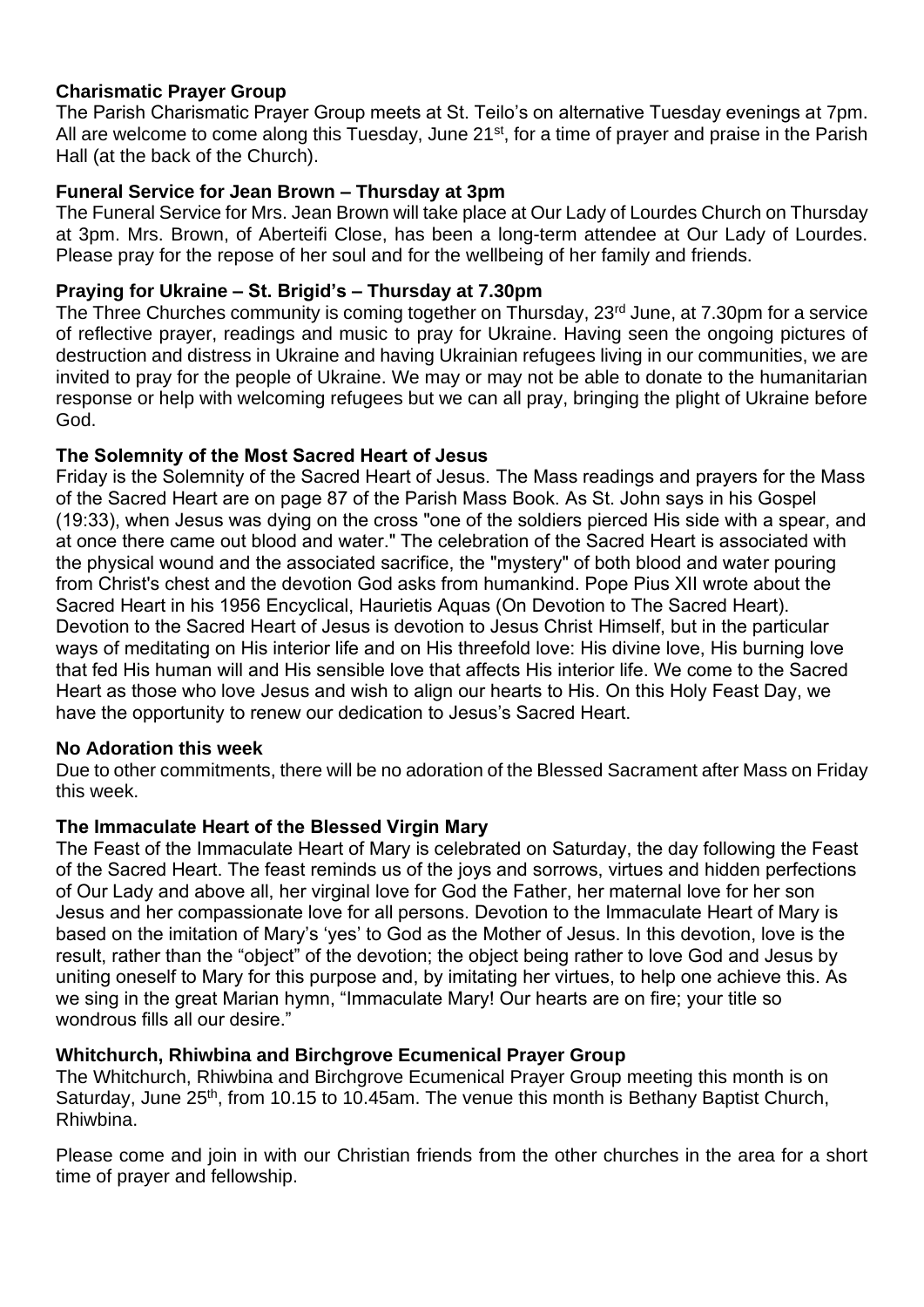**Charismatic Prayer Group**

The Parish Charismatic Prayer Group meets at St. Teilo's on alternative Tuesday evenings at 7pm. All are welcome to come along this Tuesday, June 21st, for a time of prayer and praise in the Parish Hall (at the back of the Church).

**Funeral Service for Jean Brown – Thursday at 3pm**

The Funeral Service for Mrs. Jean Brown will take place at Our Lady of Lourdes Church on Thursday at 3pm. Mrs. Brown, of Aberteifi Close, has been a long-term attendee at Our Lady of Lourdes. Please pray for the repose of her soul and for the wellbeing of her family and friends.

**Praying for Ukraine – St. Brigid's – Thursday at 7.30pm**

The Three Churches community is coming together on Thursday, 23rd June, at 7.30pm for a service of reflective prayer, readings and music to pray for Ukraine. Having seen the ongoing pictures of destruction and distress in Ukraine and having Ukrainian refugees living in our communities, we are invited to pray for the people of Ukraine. We may or may not be able to donate to the humanitarian response or help with welcoming refugees but we can all pray, bringing the plight of Ukraine before God.

**The Solemnity of the Most Sacred Heart of Jesus**

Friday is the Solemnity of the Sacred Heart of Jesus. The Mass readings and prayers for the Mass of the Sacred Heart are on page 87 of the Parish Mass Book. As St. John says in his Gospel (19:33), when Jesus was dying on the cross "one of the soldiers pierced His side with a spear, and at once there came out blood and water." The celebration of the Sacred Heart is associated with the physical wound and the associated sacrifice, the "mystery" of both blood and water pouring from Christ's chest and the devotion God asks from humankind. Pope Pius XII wrote about the Sacred Heart in his 1956 Encyclical, Haurietis Aquas (On Devotion to The Sacred Heart). Devotion to the Sacred Heart of Jesus is devotion to Jesus Christ Himself, but in the particular ways of meditating on His interior life and on His threefold love: His divine love, His burning love that fed His human will and His sensible love that affects His interior life. We come to the Sacred Heart as those who love Jesus and wish to align our hearts to His. On this Holy Feast Day, we have the opportunity to renew our dedication to Jesus's Sacred Heart.

**No Adoration this week**

Due to other commitments, there will be no adoration of the Blessed Sacrament after Mass on Friday this week.

**The Immaculate Heart of the Blessed Virgin Mary**

The Feast of the Immaculate Heart of Mary is celebrated on Saturday, the day following the Feast of the Sacred Heart. The feast reminds us of the joys and sorrows, virtues and hidden perfections of Our Lady and above all, her virginal love for God the Father, her maternal love for her son Jesus and her compassionate love for all persons. Devotion to the Immaculate Heart of Mary is based on the imitation of Mary's 'yes' to God as the Mother of Jesus. In this devotion, love is the result, rather than the "object" of the devotion; the object being rather to love God and Jesus by uniting oneself to Mary for this purpose and, by imitating her virtues, to help one achieve this. As we sing in the great Marian hymn, "Immaculate Mary! Our hearts are on fire; your title so wondrous fills all our desire."

**Whitchurch, Rhiwbina and Birchgrove Ecumenical Prayer Group**

The Whitchurch, Rhiwbina and Birchgrove Ecumenical Prayer Group meeting this month is on Saturday, June 25th, from 10.15 to 10.45am. The venue this month is Bethany Baptist Church, Rhiwbina.

Please come and join in with our Christian friends from the other churches in the area for a short time of prayer and fellowship.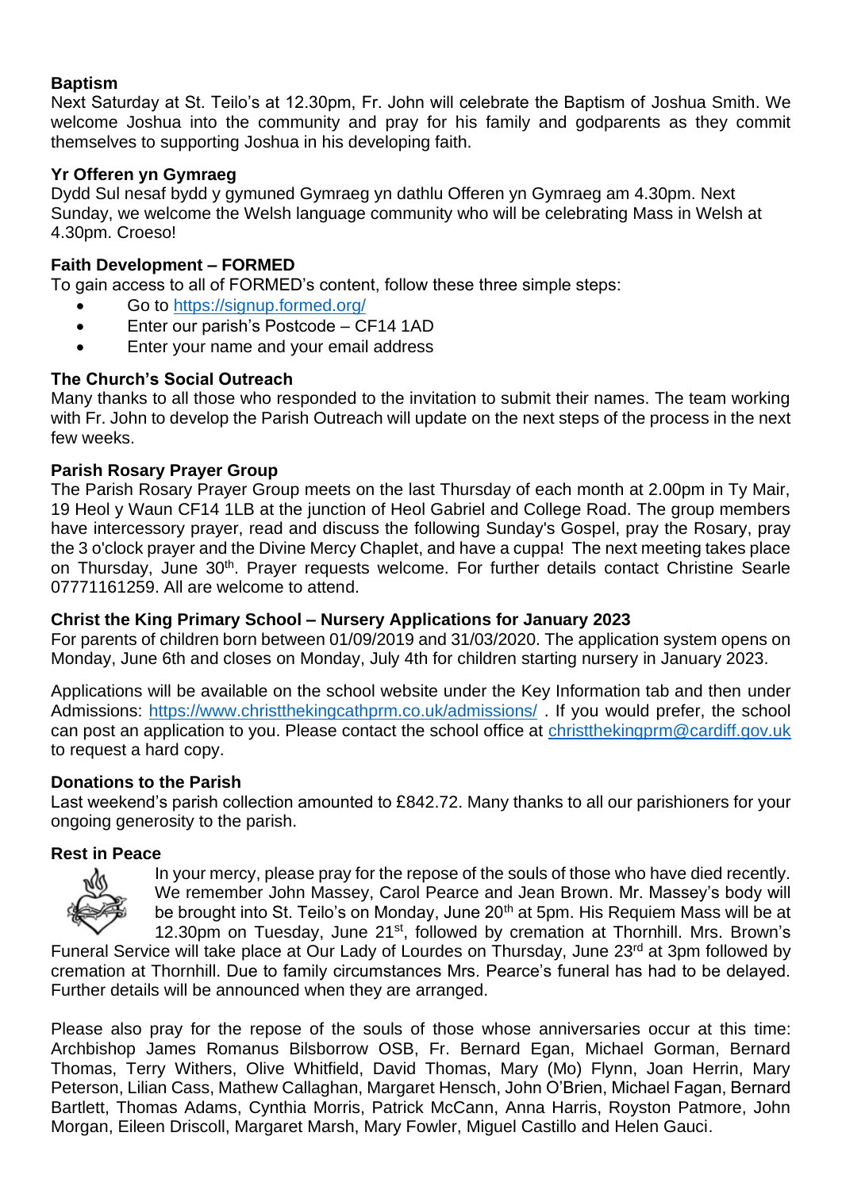**Baptism**

Next Saturday at St. Teilo's at 12.30pm, Fr. John will celebrate the Baptism of Joshua Smith. We welcome Joshua into the community and pray for his family and godparents as they commit themselves to supporting Joshua in his developing faith.

**Yr Offeren yn Gymraeg**

Dydd Sul nesaf bydd y gymuned Gymraeg yn dathlu Offeren yn Gymraeg am 4.30pm. Next Sunday, we welcome the Welsh language community who will be celebrating Mass in Welsh at 4.30pm. Croeso!

**Faith Development – FORMED**

To gain access to all of FORMED's content, follow these three simple steps:

- Go to https://signup.formed.org/
- Enter our parish's Postcode – CF14 1AD
- Enter your name and your email address

**The Church's Social Outreach**

Many thanks to all those who responded to the invitation to submit their names. The team working with Fr. John to develop the Parish Outreach will update on the next steps of the process in the next few weeks.

**Parish Rosary Prayer Group**

The Parish Rosary Prayer Group meets on the last Thursday of each month at 2.00pm in Ty Mair, 19 Heol y Waun CF14 1LB at the junction of Heol Gabriel and College Road. The group members have intercessory prayer, read and discuss the following Sunday's Gospel, pray the Rosary, pray the 3 o'clock prayer and the Divine Mercy Chaplet, and have a cuppa! The next meeting takes place on Thursday, June 30th. Prayer requests welcome. For further details contact Christine Searle 07771161259. All are welcome to attend.

**Christ the King Primary School – Nursery Applications for January 2023**

For parents of children born between 01/09/2019 and 31/03/2020. The application system opens on Monday, June 6th and closes on Monday, July 4th for children starting nursery in January 2023.

Applications will be available on the school website under the Key Information tab and then under Admissions: https://www.christthekingcathprm.co.uk/admissions/ . If you would prefer, the school can post an application to you. Please contact the school office at christthekingprm@cardiff.gov.uk to request a hard copy.

**Donations to the Parish**

Last weekend's parish collection amounted to £842.72. Many thanks to all our parishioners for your ongoing generosity to the parish.

**Rest in Peace**

In your mercy, please pray for the repose of the souls of those who have died recently. We remember John Massey, Carol Pearce and Jean Brown. Mr. Massey's body will be brought into St. Teilo's on Monday, June 20th at 5pm. His Requiem Mass will be at 12.30pm on Tuesday, June 21st, followed by cremation at Thornhill. Mrs. Brown's Funeral Service will take place at Our Lady of Lourdes on Thursday, June 23rd at 3pm followed by cremation at Thornhill. Due to family circumstances Mrs. Pearce's funeral has had to be delayed. Further details will be announced when they are arranged.

Please also pray for the repose of the souls of those whose anniversaries occur at this time: Archbishop James Romanus Bilsborrow OSB, Fr. Bernard Egan, Michael Gorman, Bernard Thomas, Terry Withers, Olive Whitfield, David Thomas, Mary (Mo) Flynn, Joan Herrin, Mary Peterson, Lilian Cass, Mathew Callaghan, Margaret Hensch, John O'Brien, Michael Fagan, Bernard Bartlett, Thomas Adams, Cynthia Morris, Patrick McCann, Anna Harris, Royston Patmore, John Morgan, Eileen Driscoll, Margaret Marsh, Mary Fowler, Miguel Castillo and Helen Gauci.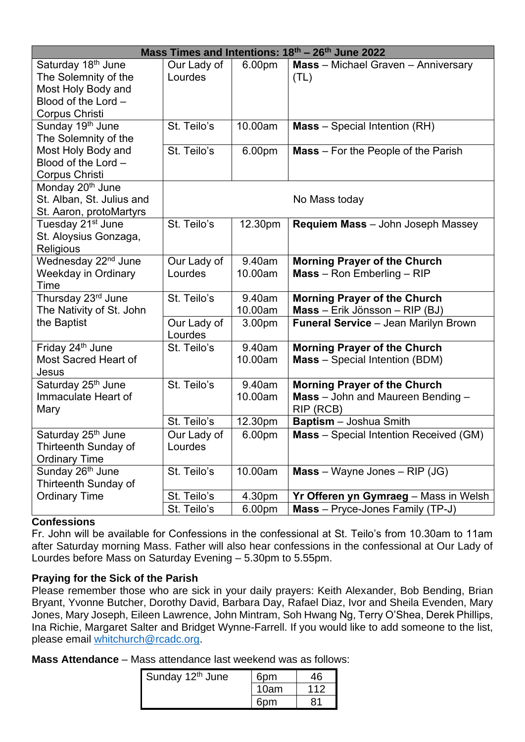| Mass Times and Intentions: 18th – 26th June 2022 | | | |
|---|---|---|---|
| Saturday 18th June The Solemnity of the Most Holy Body and Blood of the Lord – Corpus Christi | Our Lady of Lourdes | 6.00pm | **Mass** – Michael Graven – Anniversary (TL) |
| Sunday 19th June The Solemnity of the Most Holy Body and Blood of the Lord – Corpus Christi | St. Teilo's | 10.00am | **Mass** – Special Intention (RH) |
| | St. Teilo's | 6.00pm | **Mass** – For the People of the Parish |
| Monday 20th June St. Alban, St. Julius and St. Aaron, protoMartyrs | | | No Mass today |
| Tuesday 21st June St. Aloysius Gonzaga, Religious | St. Teilo's | 12.30pm | **Requiem Mass** – John Joseph Massey |
| Wednesday 22nd June Weekday in Ordinary Time | Our Lady of Lourdes | 9.40am<br>10.00am | **Morning Prayer of the Church**<br>**Mass** – Ron Emberling – RIP |
| Thursday 23rd June The Nativity of St. John the Baptist | St. Teilo's | 9.40am<br>10.00am | **Morning Prayer of the Church**<br>**Mass** – Erik Jönsson – RIP (BJ) |
| | Our Lady of Lourdes | 3.00pm | **Funeral Service** – Jean Marilyn Brown |
| Friday 24th June Most Sacred Heart of Jesus | St. Teilo's | 9.40am<br>10.00am | **Morning Prayer of the Church**<br>**Mass** – Special Intention (BDM) |
| Saturday 25th June Immaculate Heart of Mary | St. Teilo's | 9.40am<br>10.00am | **Morning Prayer of the Church**<br>**Mass** – John and Maureen Bending – RIP (RCB) |
| | St. Teilo's | 12.30pm | **Baptism** – Joshua Smith |
| Saturday 25th June Thirteenth Sunday of Ordinary Time | Our Lady of Lourdes | 6.00pm | **Mass** – Special Intention Received (GM) |
| Sunday 26th June Thirteenth Sunday of Ordinary Time | St. Teilo's | 10.00am | **Mass** – Wayne Jones – RIP (JG) |
| | St. Teilo's | 4.30pm | **Yr Offeren yn Gymraeg** – Mass in Welsh |
| | St. Teilo's | 6.00pm | **Mass** – Pryce-Jones Family (TP-J) |

**Confessions**

Fr. John will be available for Confessions in the confessional at St. Teilo's from 10.30am to 11am after Saturday morning Mass. Father will also hear confessions in the confessional at Our Lady of Lourdes before Mass on Saturday Evening – 5.30pm to 5.55pm.

**Praying for the Sick of the Parish**

Please remember those who are sick in your daily prayers: Keith Alexander, Bob Bending, Brian Bryant, Yvonne Butcher, Dorothy David, Barbara Day, Rafael Diaz, Ivor and Sheila Evenden, Mary Jones, Mary Joseph, Eileen Lawrence, John Mintram, Soh Hwang Ng, Terry O'Shea, Derek Phillips, Ina Richie, Margaret Salter and Bridget Wynne-Farrell. If you would like to add someone to the list, please email whitchurch@rcadc.org.

**Mass Attendance** – Mass attendance last weekend was as follows:

| | | |
|---|---|---|
| Sunday 12th June | 6pm | 46 |
| | 10am | 112 |
| | 6pm | 81 |